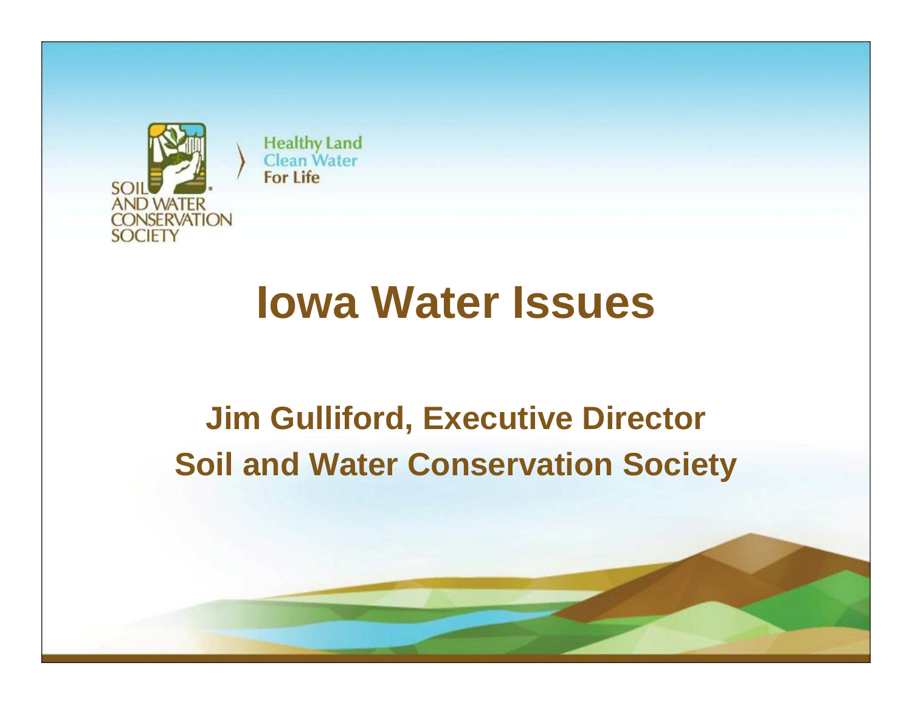SOIL AND WATER CONSERVATION SOCIETY

Healthy Land
Clean Water
For Life

# Iowa Water Issues

## Jim Gulliford, Executive Director
## Soil and Water Conservation Society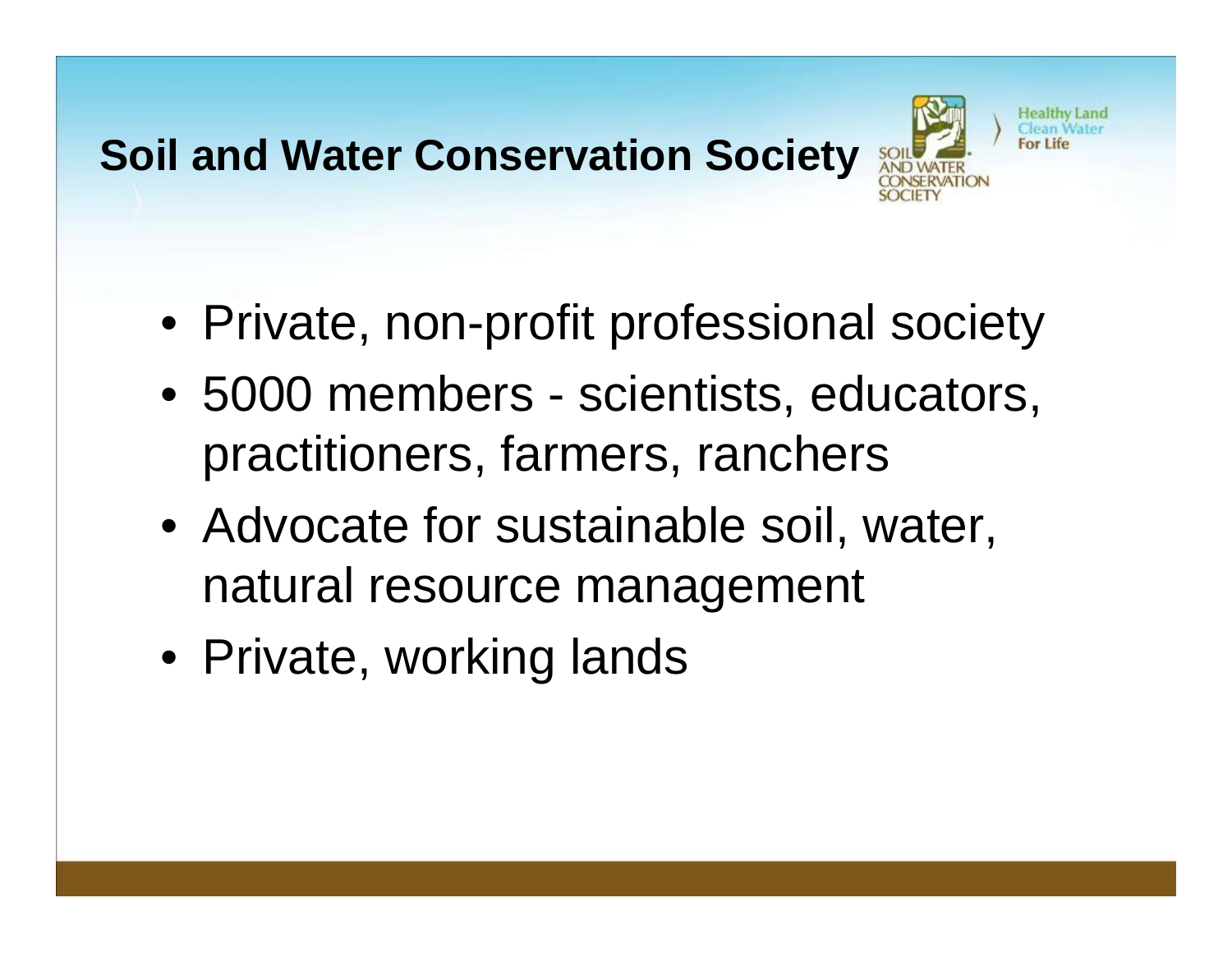## Soil and Water Conservation Society

- Private, non-profit professional society
- 5000 members - scientists, educators, practitioners, farmers, ranchers
- Advocate for sustainable soil, water, natural resource management
- Private, working lands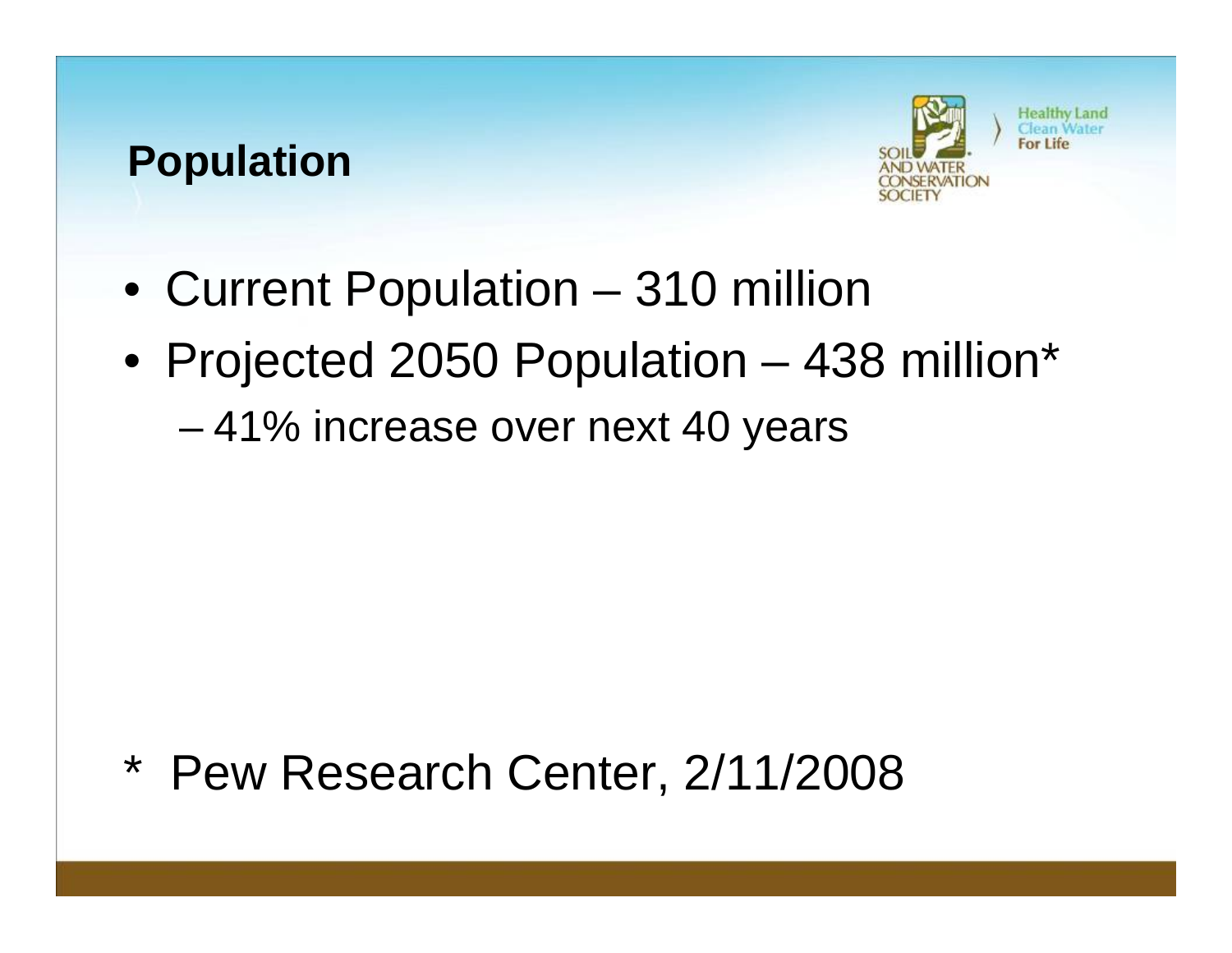# Population

- Current Population – 310 million
- Projected 2050 Population – 438 million*
  - 41% increase over next 40 years

* Pew Research Center, 2/11/2008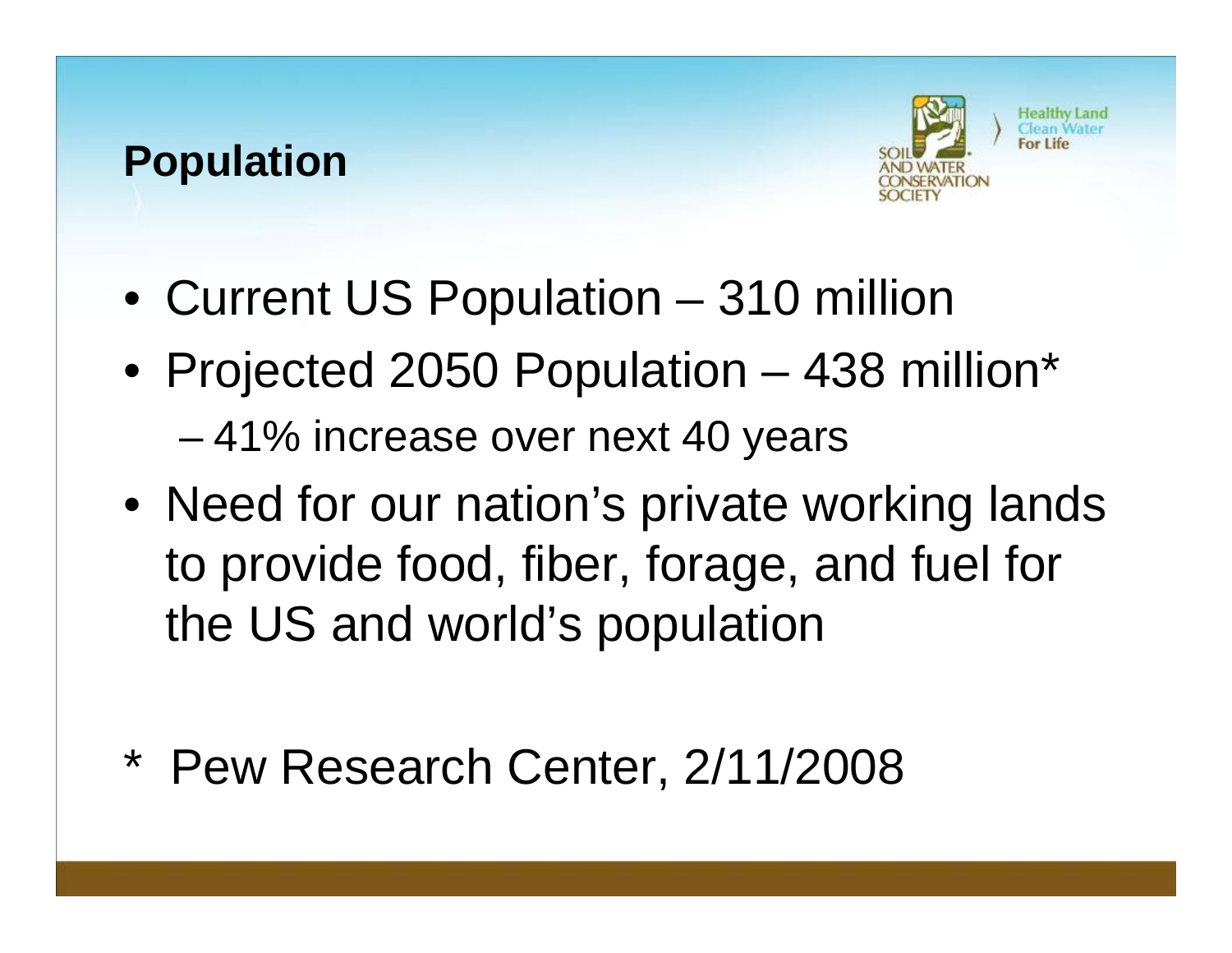## Population

- Current US Population – 310 million
- Projected 2050 Population – 438 million*
  - 41% increase over next 40 years
- Need for our nation's private working lands to provide food, fiber, forage, and fuel for the US and world's population

\* Pew Research Center, 2/11/2008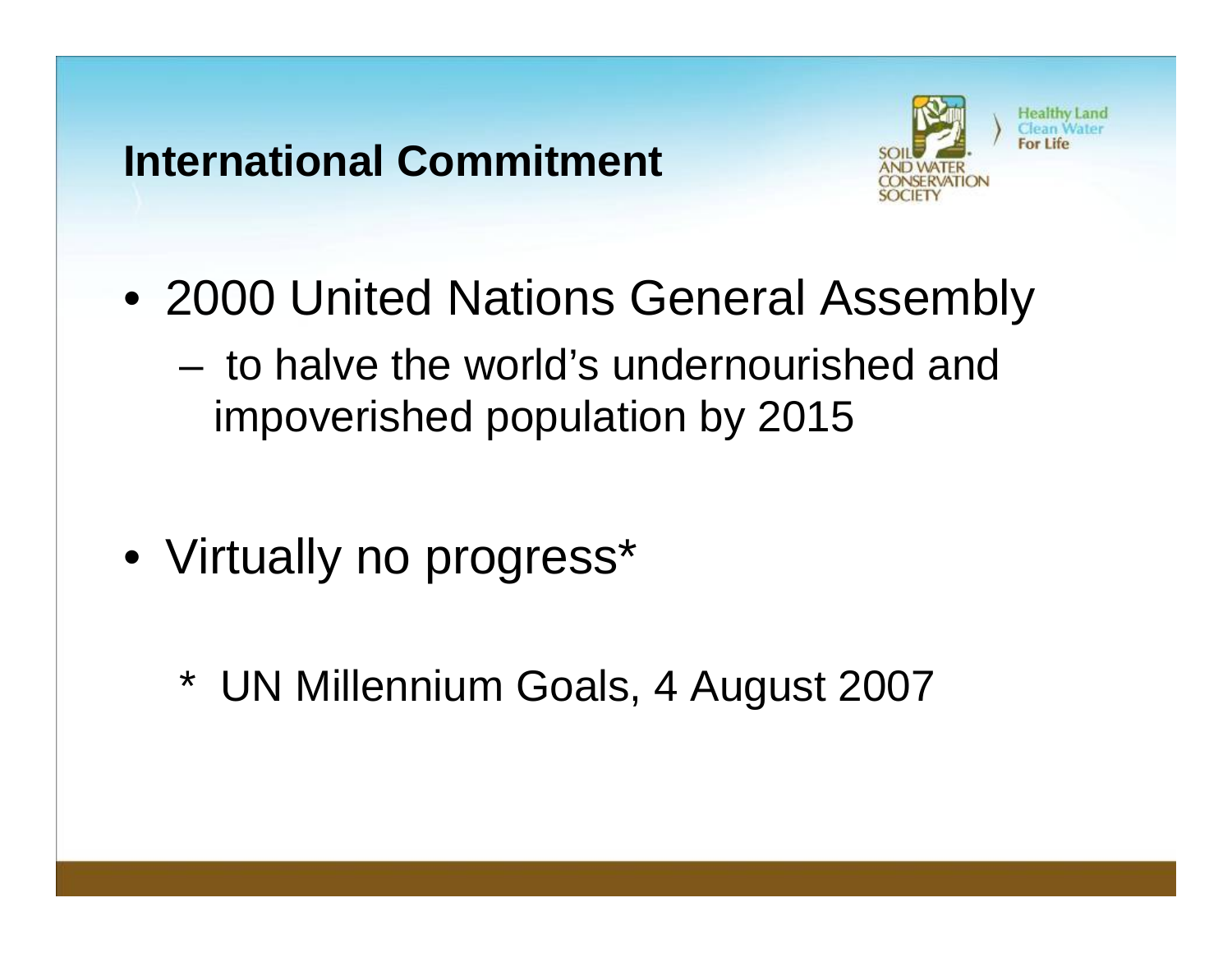## International Commitment

- 2000 United Nations General Assembly
  - to halve the world's undernourished and impoverished population by 2015

- Virtually no progress*

  \* UN Millennium Goals, 4 August 2007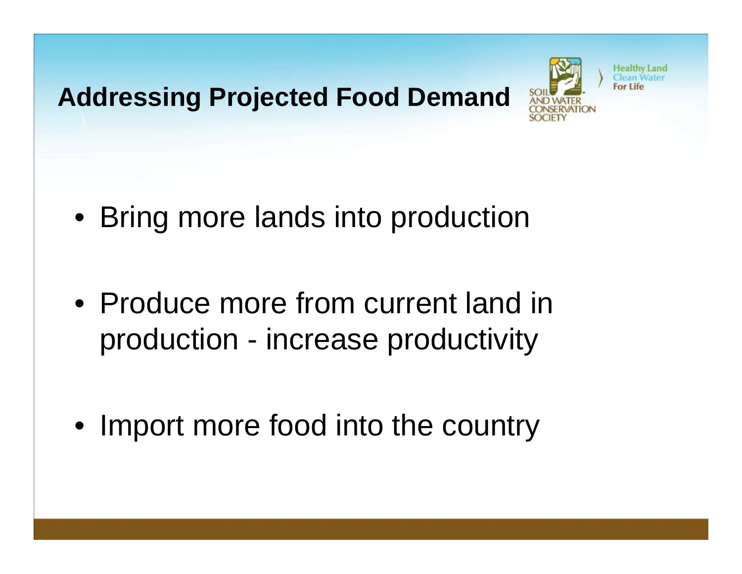# Addressing Projected Food Demand

- Bring more lands into production
- Produce more from current land in production - increase productivity
- Import more food into the country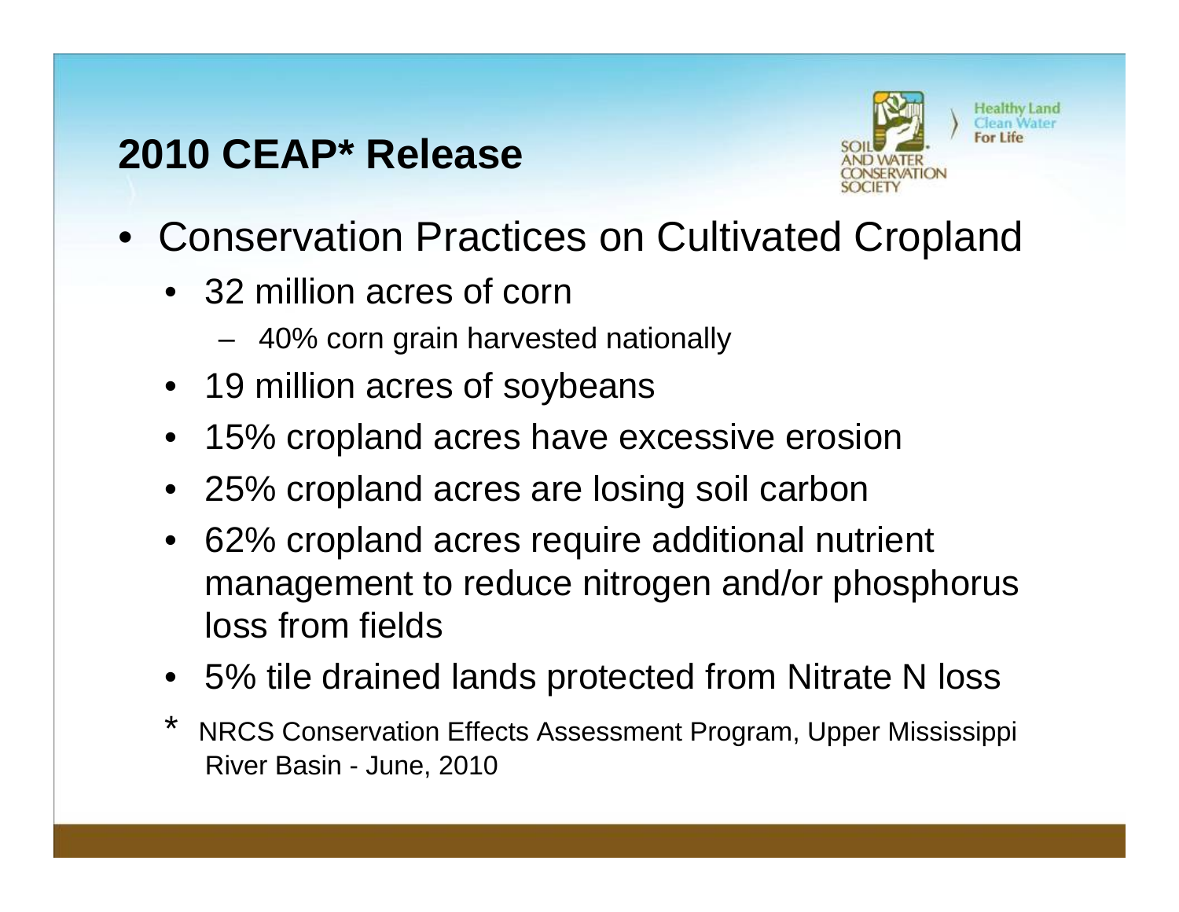## 2010 CEAP* Release

- Conservation Practices on Cultivated Cropland
  - 32 million acres of corn
    - 40% corn grain harvested nationally
  - 19 million acres of soybeans
  - 15% cropland acres have excessive erosion
  - 25% cropland acres are losing soil carbon
  - 62% cropland acres require additional nutrient management to reduce nitrogen and/or phosphorus loss from fields
  - 5% tile drained lands protected from Nitrate N loss

\* NRCS Conservation Effects Assessment Program, Upper Mississippi River Basin - June, 2010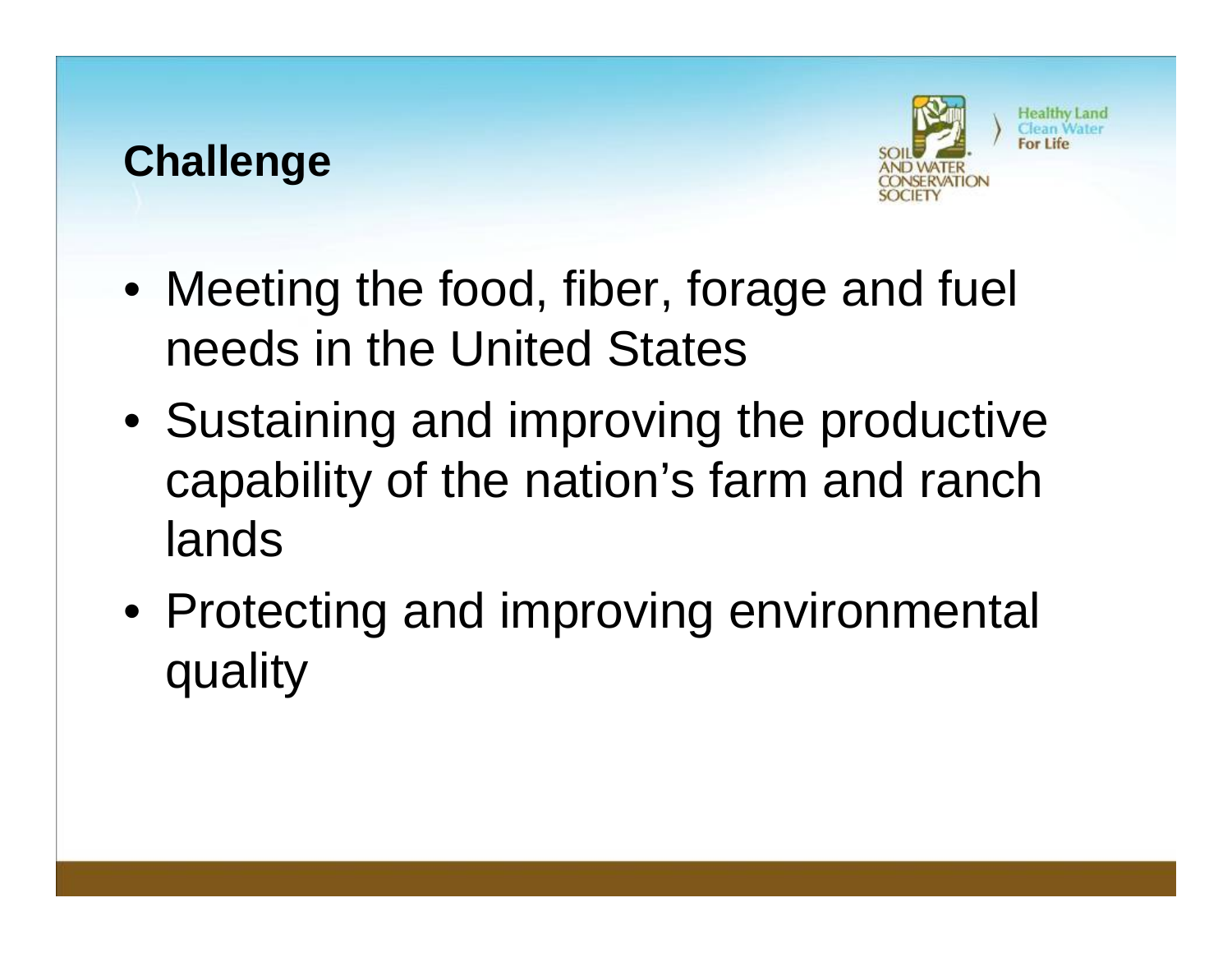## Challenge

- Meeting the food, fiber, forage and fuel needs in the United States
- Sustaining and improving the productive capability of the nation's farm and ranch lands
- Protecting and improving environmental quality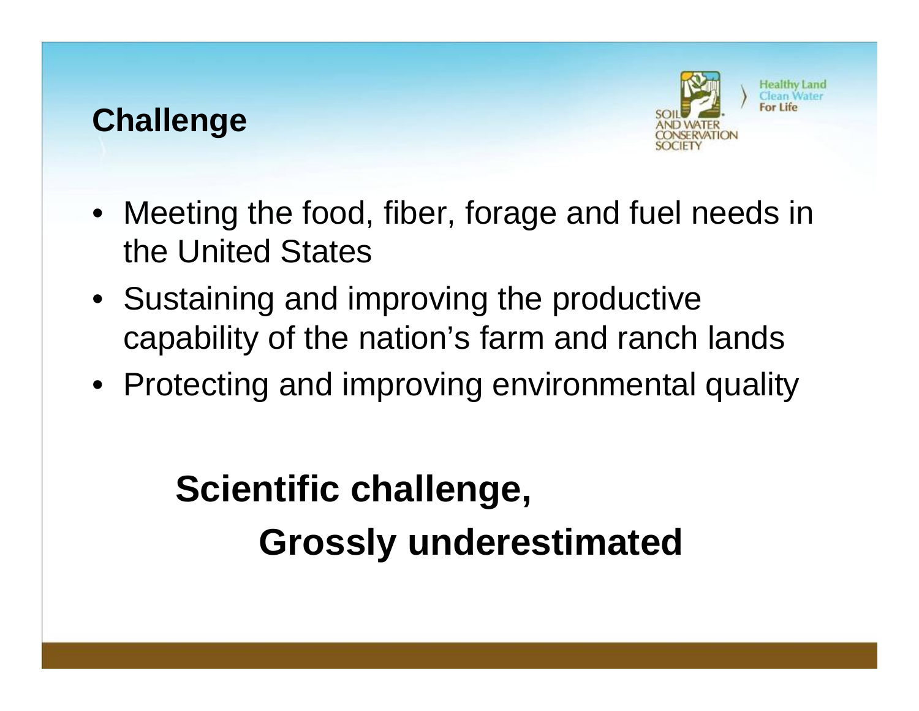## Challenge

- Meeting the food, fiber, forage and fuel needs in the United States
- Sustaining and improving the productive capability of the nation's farm and ranch lands
- Protecting and improving environmental quality

**Scientific challenge,**

**Grossly underestimated**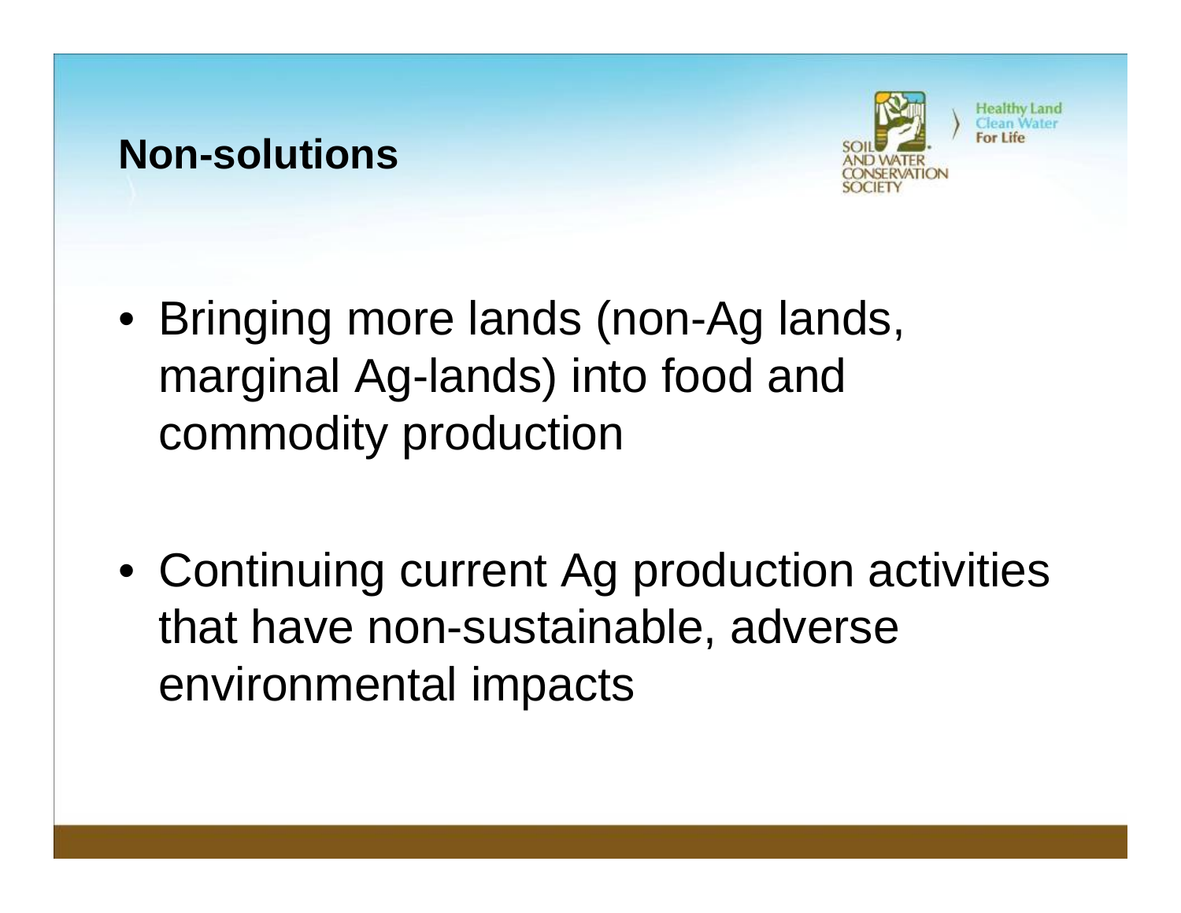## Non-solutions

- Bringing more lands (non-Ag lands, marginal Ag-lands) into food and commodity production
- Continuing current Ag production activities that have non-sustainable, adverse environmental impacts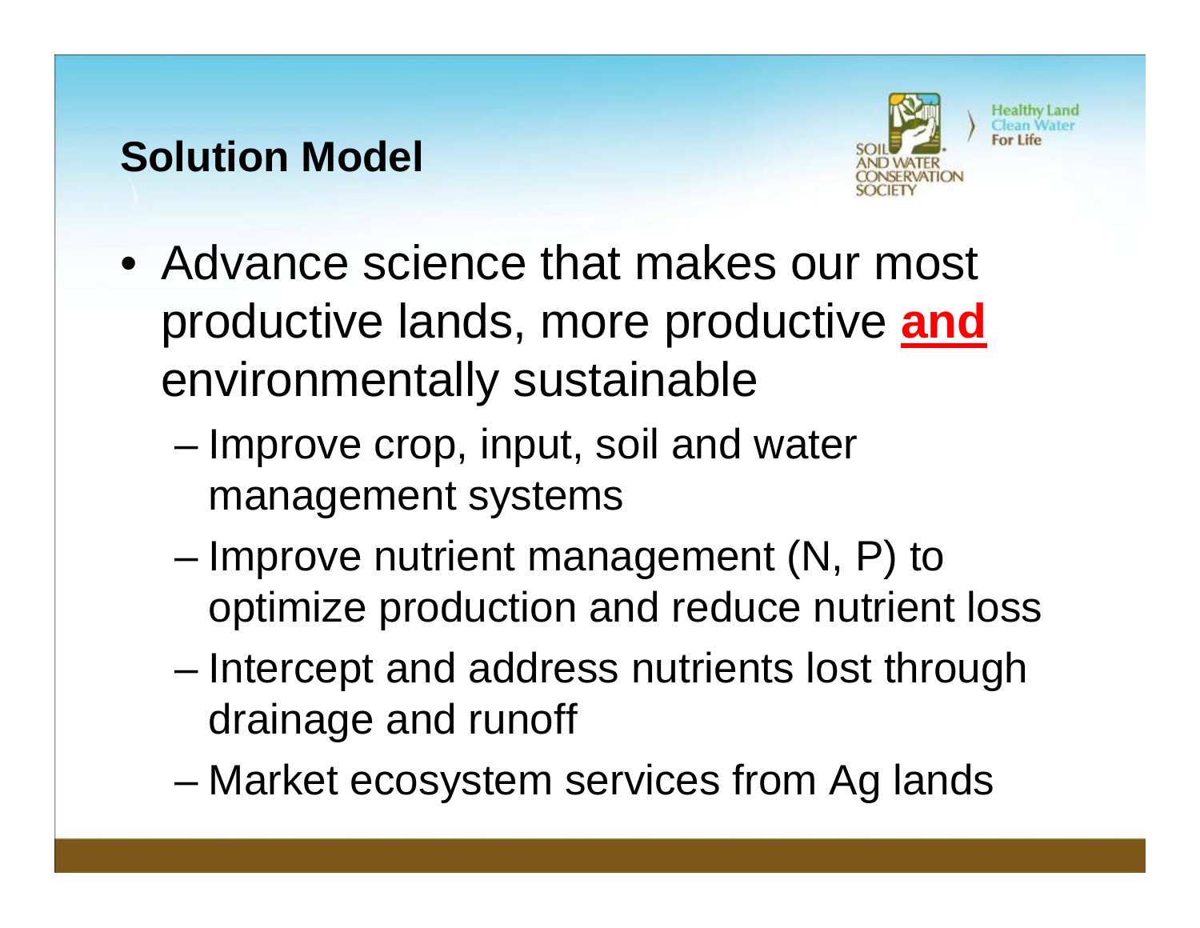## Solution Model

- Advance science that makes our most productive lands, more productive **and** environmentally sustainable
  - Improve crop, input, soil and water management systems
  - Improve nutrient management (N, P) to optimize production and reduce nutrient loss
  - Intercept and address nutrients lost through drainage and runoff
  - Market ecosystem services from Ag lands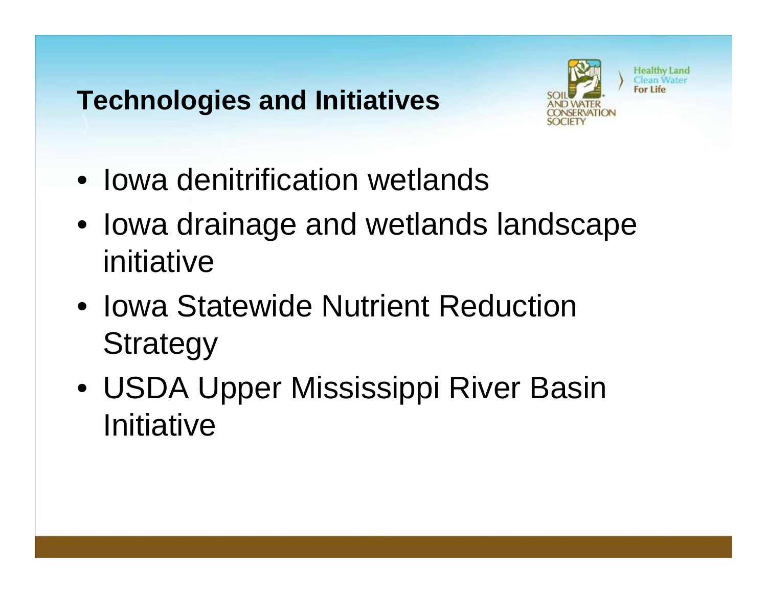## Technologies and Initiatives

- Iowa denitrification wetlands
- Iowa drainage and wetlands landscape initiative
- Iowa Statewide Nutrient Reduction Strategy
- USDA Upper Mississippi River Basin Initiative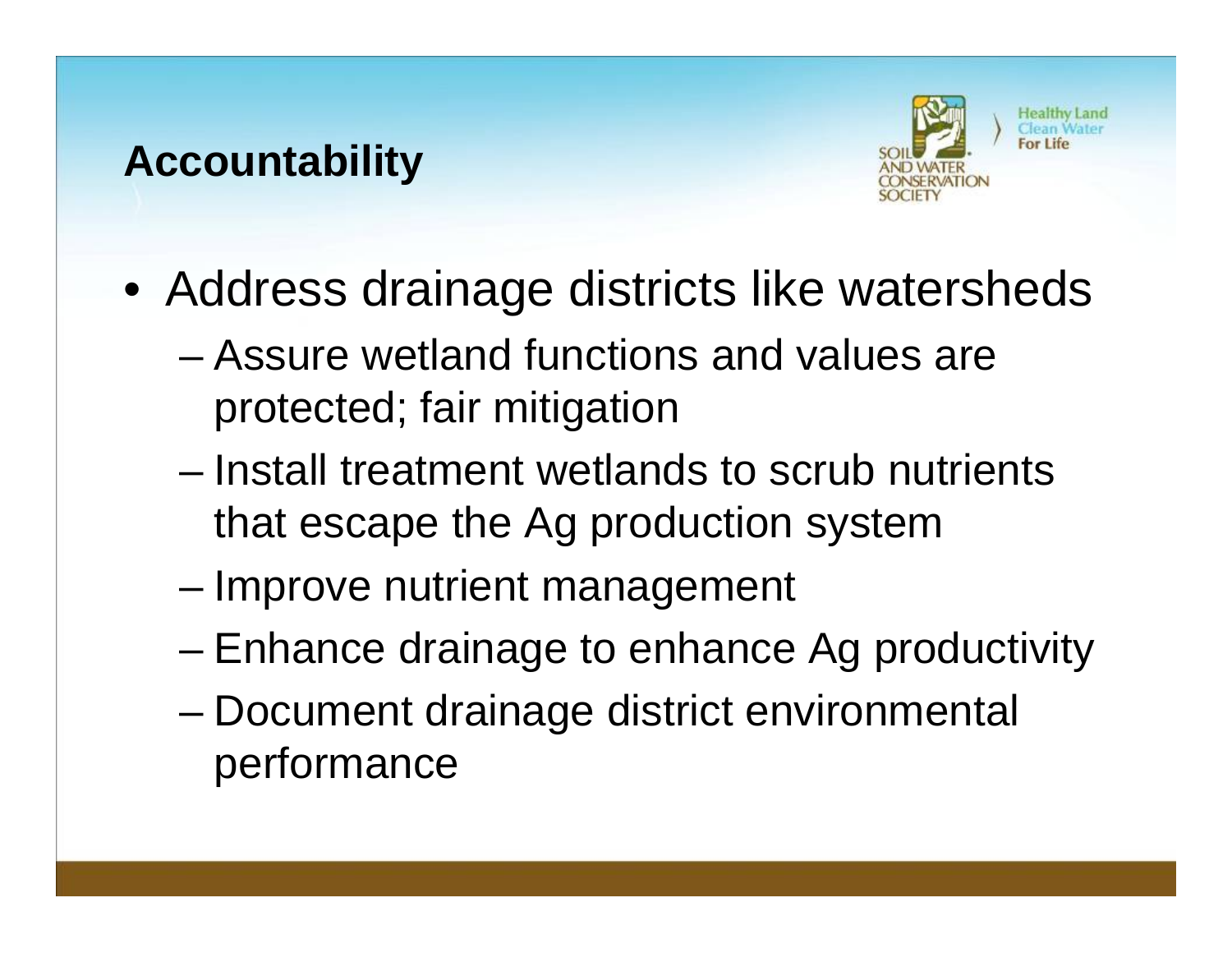## Accountability

- Address drainage districts like watersheds
  - Assure wetland functions and values are protected; fair mitigation
  - Install treatment wetlands to scrub nutrients that escape the Ag production system
  - Improve nutrient management
  - Enhance drainage to enhance Ag productivity
  - Document drainage district environmental performance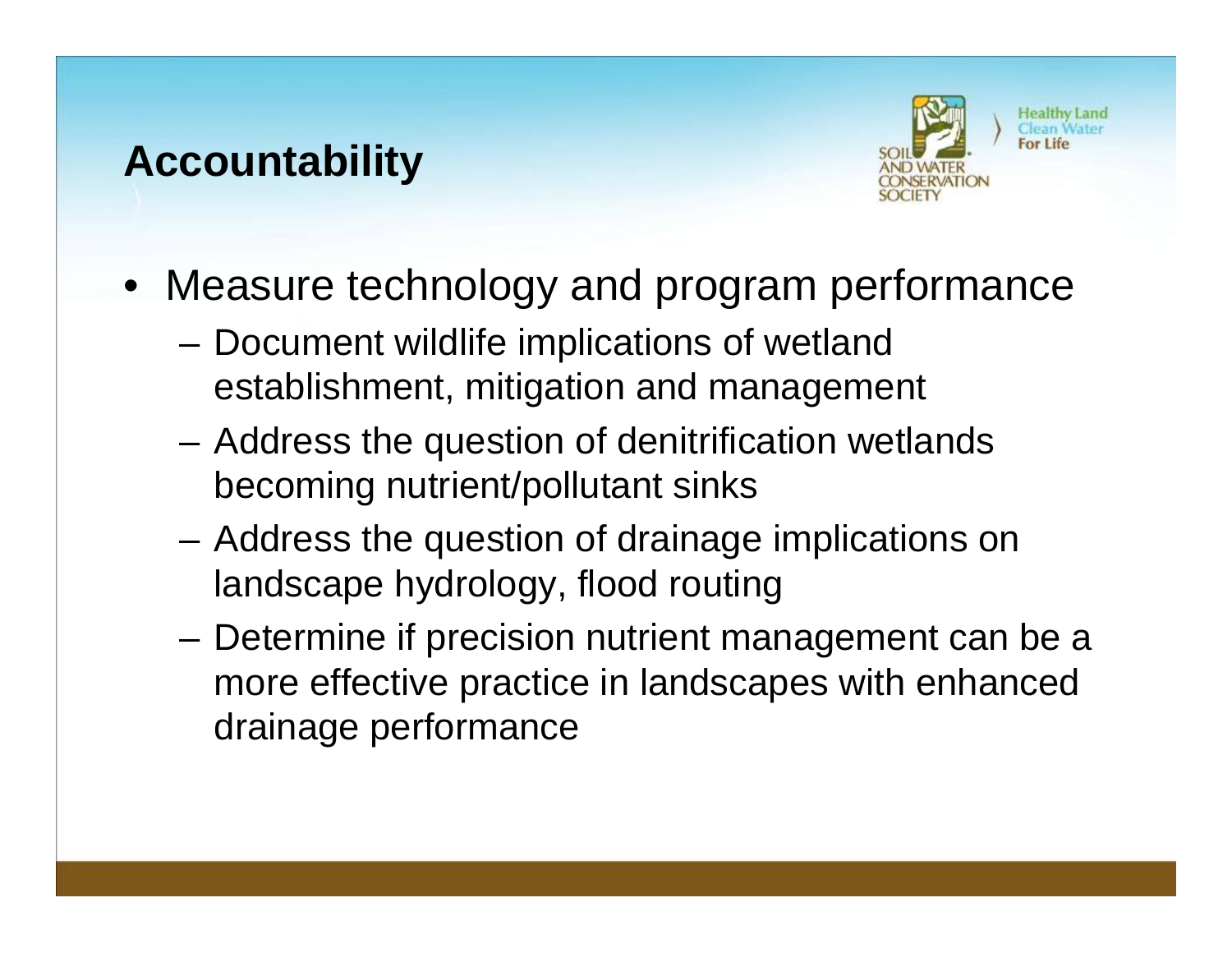## Accountability

- Measure technology and program performance
  - Document wildlife implications of wetland establishment, mitigation and management
  - Address the question of denitrification wetlands becoming nutrient/pollutant sinks
  - Address the question of drainage implications on landscape hydrology, flood routing
  - Determine if precision nutrient management can be a more effective practice in landscapes with enhanced drainage performance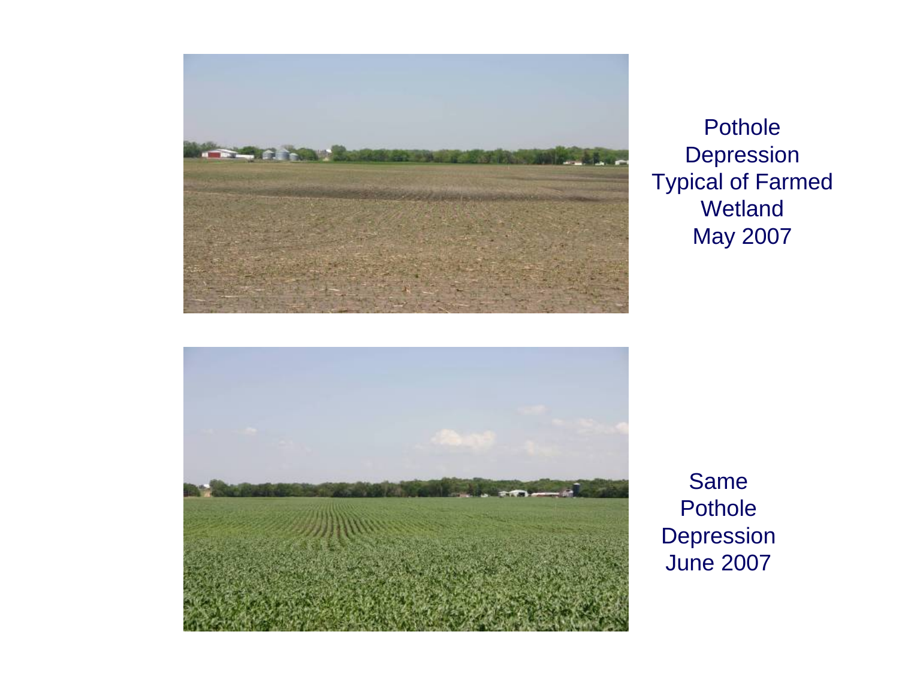Pothole Depression Typical of Farmed Wetland May 2007

Same Pothole Depression June 2007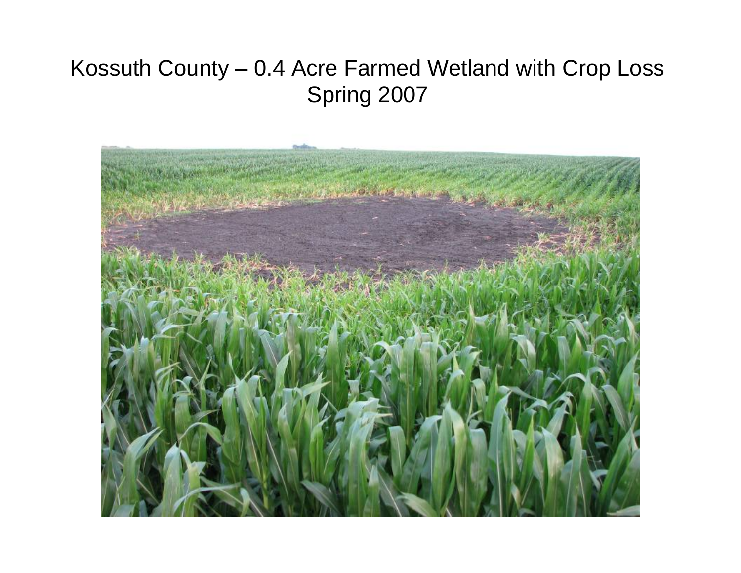# Kossuth County – 0.4 Acre Farmed Wetland with Crop Loss Spring 2007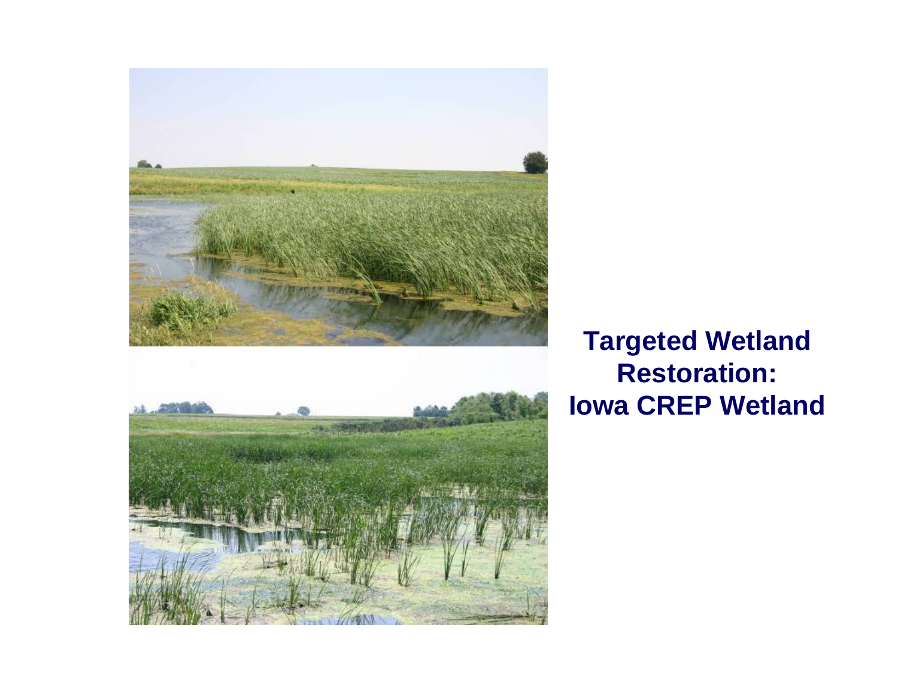**Targeted Wetland Restoration: Iowa CREP Wetland**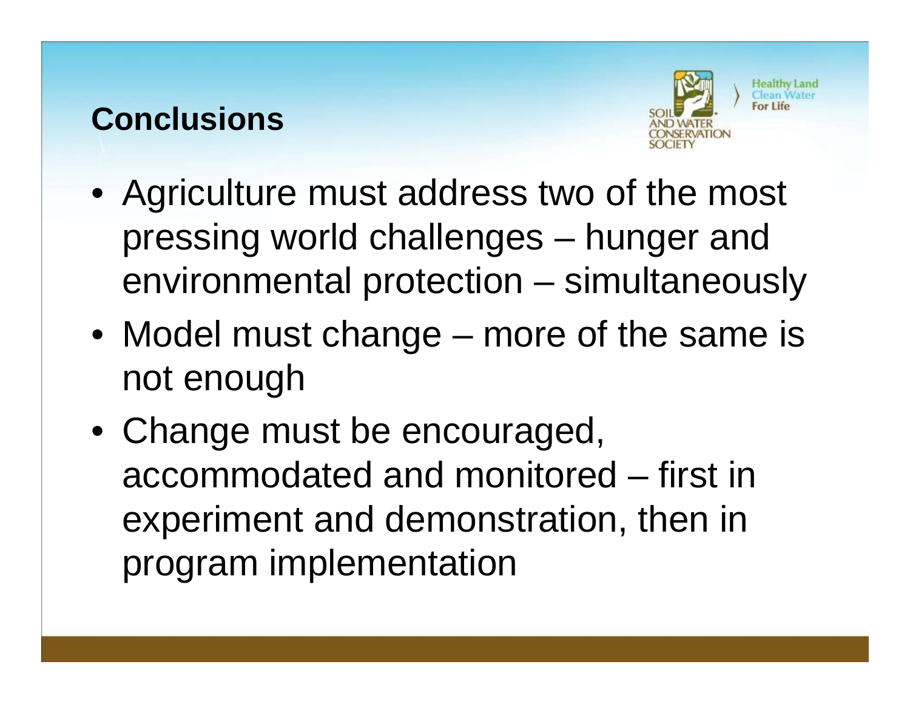## Conclusions

- Agriculture must address two of the most pressing world challenges – hunger and environmental protection – simultaneously
- Model must change – more of the same is not enough
- Change must be encouraged, accommodated and monitored – first in experiment and demonstration, then in program implementation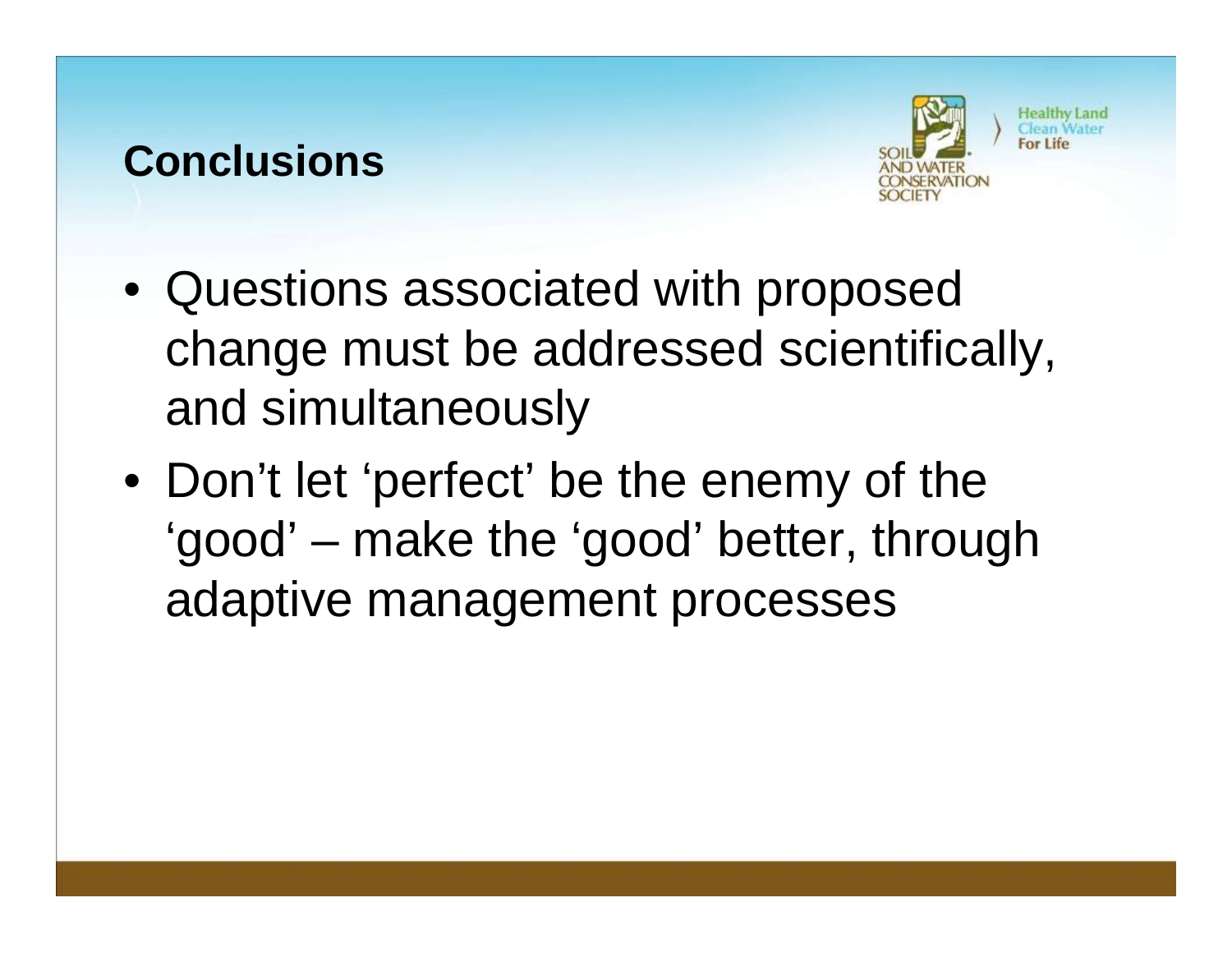# Conclusions

- Questions associated with proposed change must be addressed scientifically, and simultaneously
- Don't let 'perfect' be the enemy of the 'good' – make the 'good' better, through adaptive management processes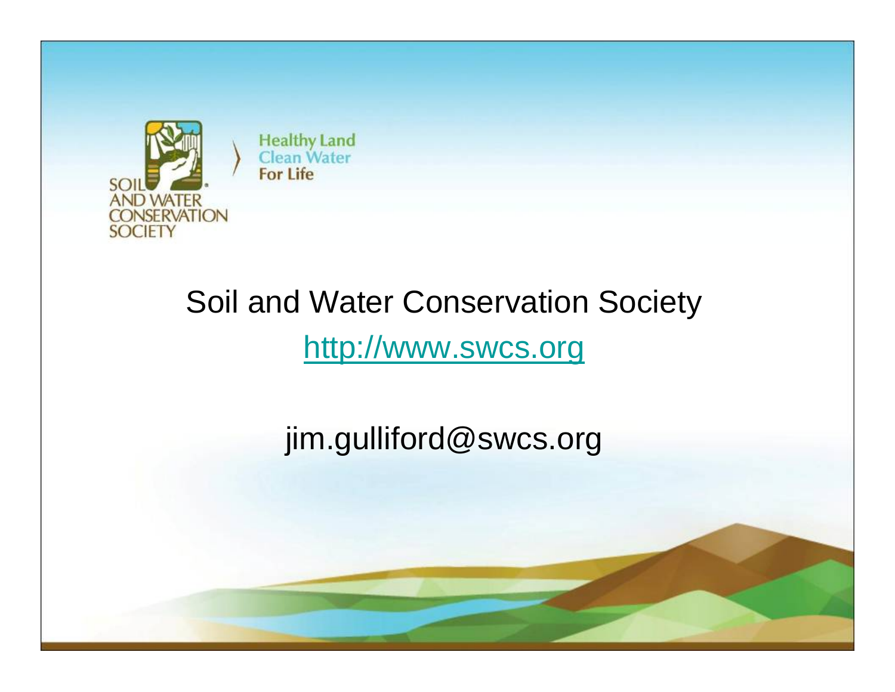SOIL AND WATER CONSERVATION SOCIETY

Healthy Land
Clean Water
For Life

Soil and Water Conservation Society

http://www.swcs.org

jim.gulliford@swcs.org